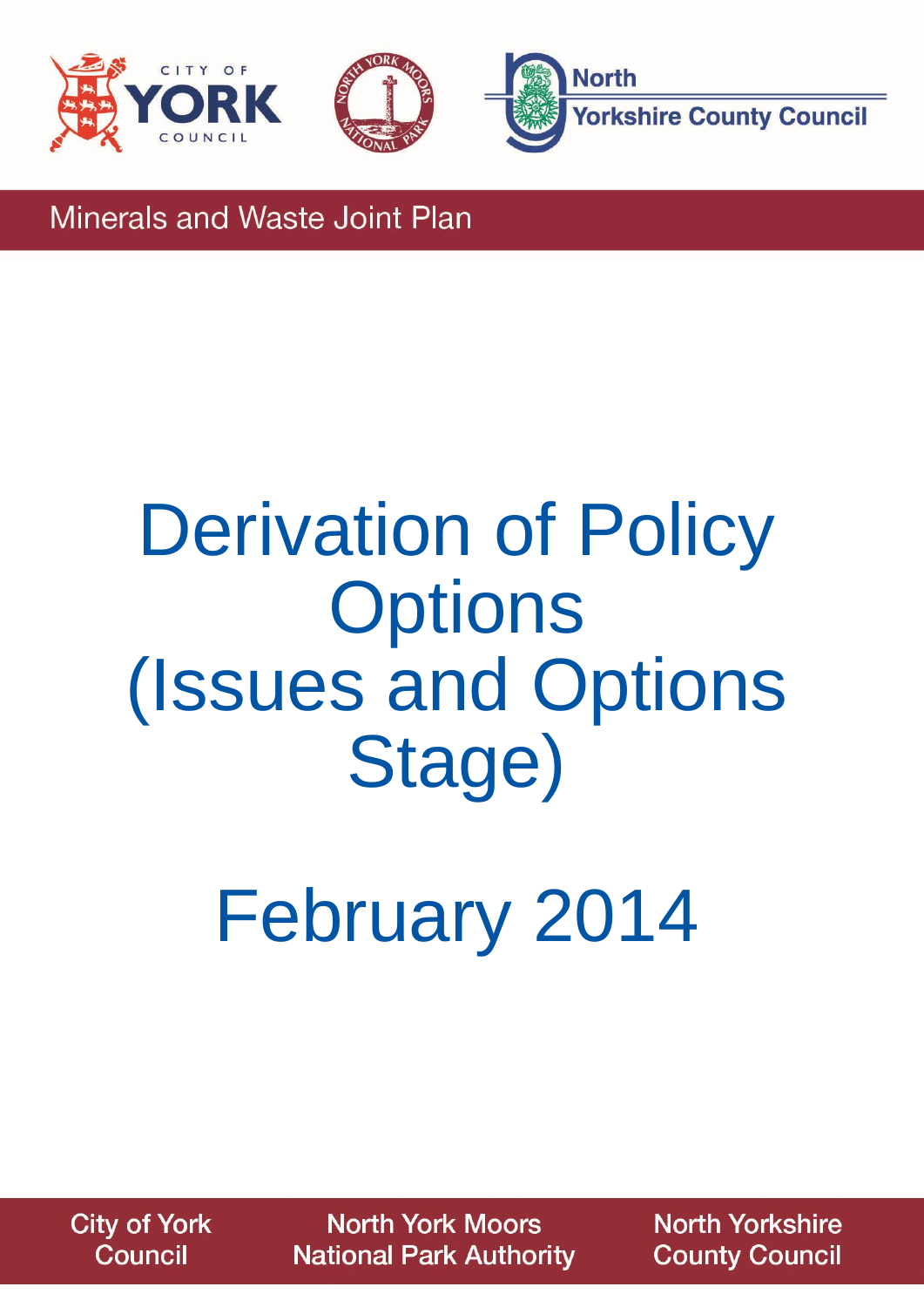CITY OF YORK COUNCIL

North Yorkshire County Council

Minerals and Waste Joint Plan

# Derivation of Policy Options (Issues and Options Stage)

# February 2014

City of York Council | North York Moors National Park Authority | North Yorkshire County Council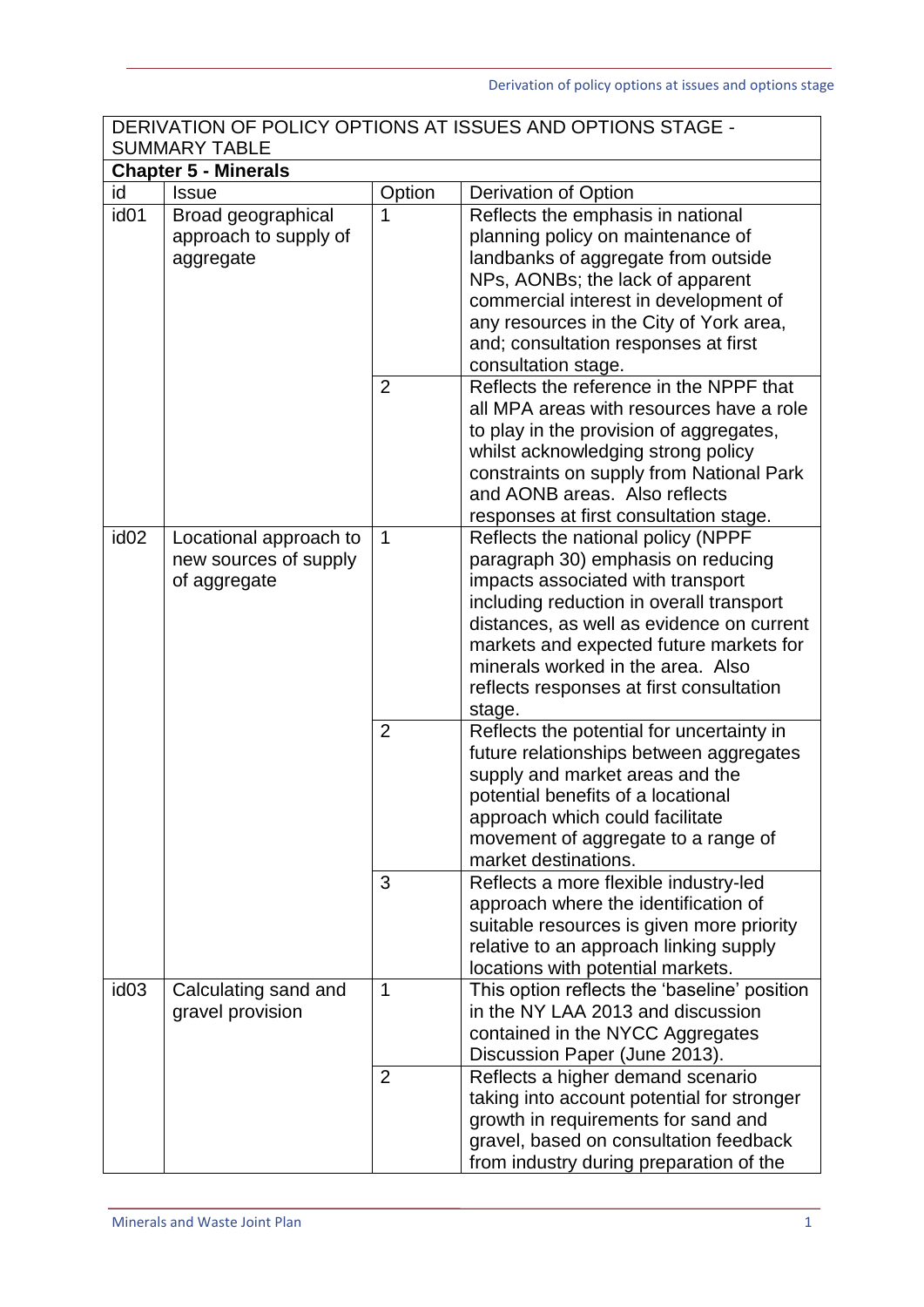| DERIVATION OF POLICY OPTIONS AT ISSUES AND OPTIONS STAGE - SUMMARY TABLE | | | |
|---|---|---|---|
| **Chapter 5 - Minerals** | | | |
| id | Issue | Option | Derivation of Option |
| id01 | Broad geographical approach to supply of aggregate | 1 | Reflects the emphasis in national planning policy on maintenance of landbanks of aggregate from outside NPs, AONBs; the lack of apparent commercial interest in development of any resources in the City of York area, and; consultation responses at first consultation stage. |
| | | 2 | Reflects the reference in the NPPF that all MPA areas with resources have a role to play in the provision of aggregates, whilst acknowledging strong policy constraints on supply from National Park and AONB areas. Also reflects responses at first consultation stage. |
| id02 | Locational approach to new sources of supply of aggregate | 1 | Reflects the national policy (NPPF paragraph 30) emphasis on reducing impacts associated with transport including reduction in overall transport distances, as well as evidence on current markets and expected future markets for minerals worked in the area. Also reflects responses at first consultation stage. |
| | | 2 | Reflects the potential for uncertainty in future relationships between aggregates supply and market areas and the potential benefits of a locational approach which could facilitate movement of aggregate to a range of market destinations. |
| | | 3 | Reflects a more flexible industry-led approach where the identification of suitable resources is given more priority relative to an approach linking supply locations with potential markets. |
| id03 | Calculating sand and gravel provision | 1 | This option reflects the 'baseline' position in the NY LAA 2013 and discussion contained in the NYCC Aggregates Discussion Paper (June 2013). |
| | | 2 | Reflects a higher demand scenario taking into account potential for stronger growth in requirements for sand and gravel, based on consultation feedback from industry during preparation of the |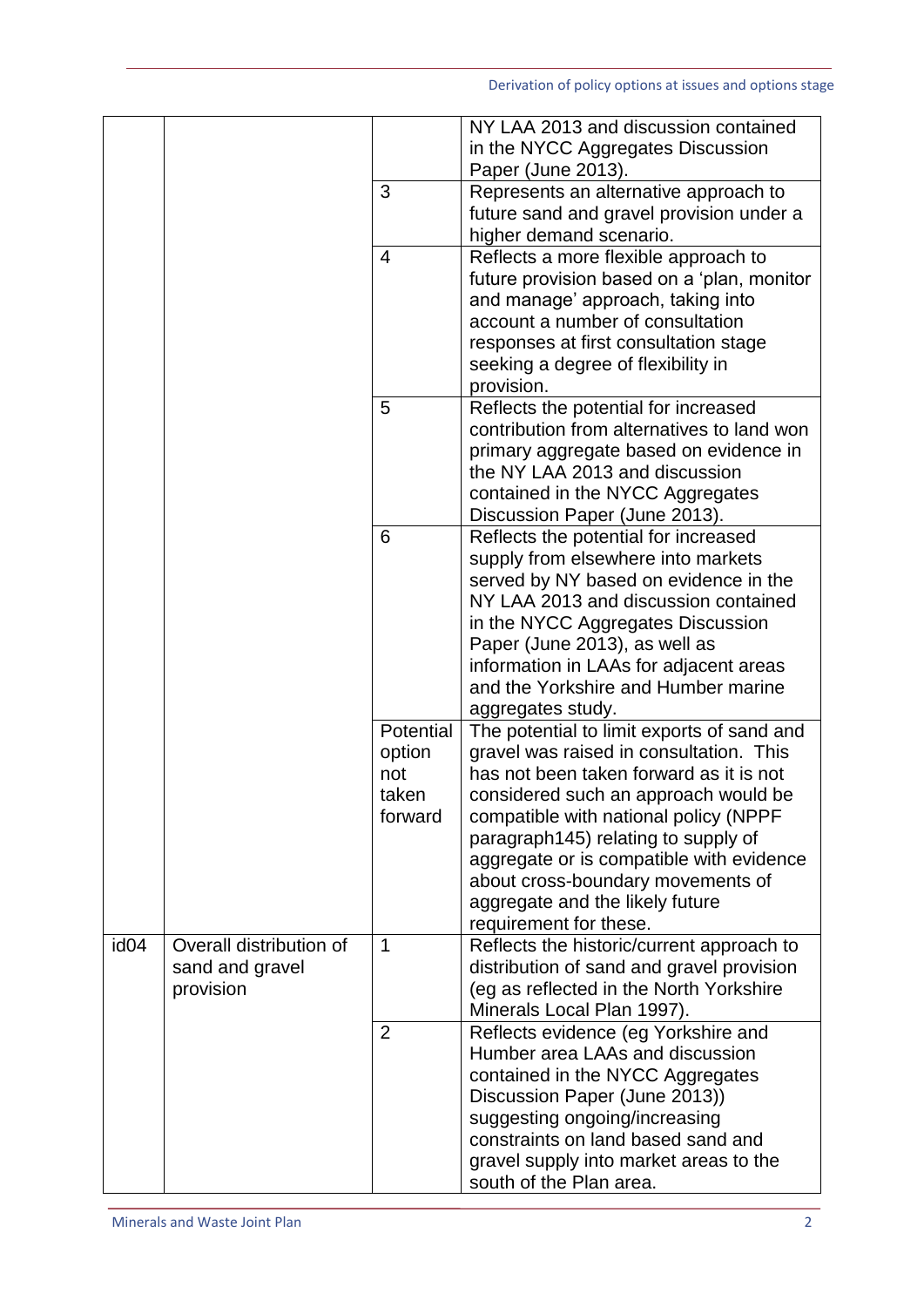| | | | |
|---|---|---|---|
| | | | NY LAA 2013 and discussion contained in the NYCC Aggregates Discussion Paper (June 2013). |
| | | 3 | Represents an alternative approach to future sand and gravel provision under a higher demand scenario. |
| | | 4 | Reflects a more flexible approach to future provision based on a 'plan, monitor and manage' approach, taking into account a number of consultation responses at first consultation stage seeking a degree of flexibility in provision. |
| | | 5 | Reflects the potential for increased contribution from alternatives to land won primary aggregate based on evidence in the NY LAA 2013 and discussion contained in the NYCC Aggregates Discussion Paper (June 2013). |
| | | 6 | Reflects the potential for increased supply from elsewhere into markets served by NY based on evidence in the NY LAA 2013 and discussion contained in the NYCC Aggregates Discussion Paper (June 2013), as well as information in LAAs for adjacent areas and the Yorkshire and Humber marine aggregates study. |
| | | Potential option not taken forward | The potential to limit exports of sand and gravel was raised in consultation. This has not been taken forward as it is not considered such an approach would be compatible with national policy (NPPF paragraph145) relating to supply of aggregate or is compatible with evidence about cross-boundary movements of aggregate and the likely future requirement for these. |
| id04 | Overall distribution of sand and gravel provision | 1 | Reflects the historic/current approach to distribution of sand and gravel provision (eg as reflected in the North Yorkshire Minerals Local Plan 1997). |
| | | 2 | Reflects evidence (eg Yorkshire and Humber area LAAs and discussion contained in the NYCC Aggregates Discussion Paper (June 2013)) suggesting ongoing/increasing constraints on land based sand and gravel supply into market areas to the south of the Plan area. |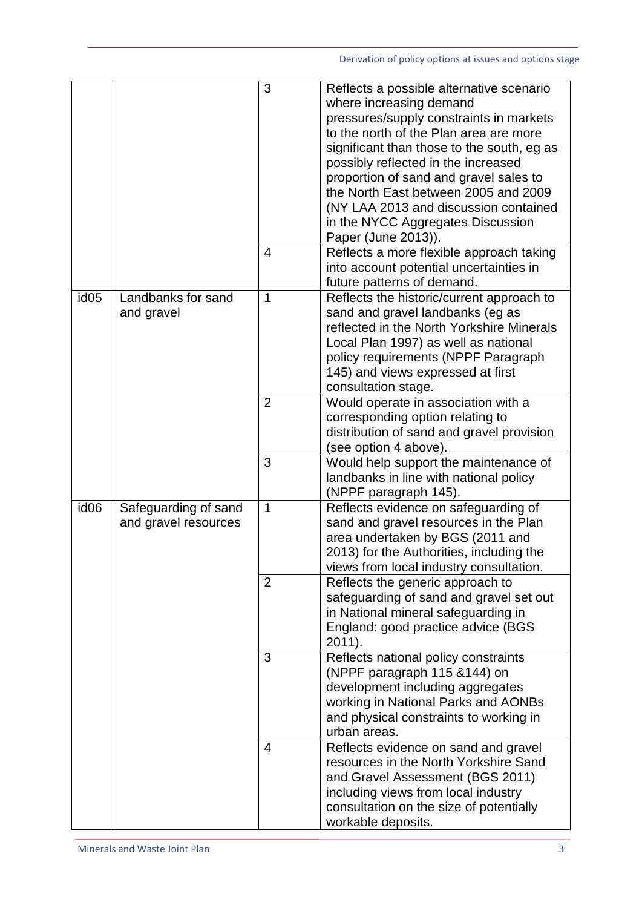| | | | |
|---|---|---|---|
| | | 3 | Reflects a possible alternative scenario where increasing demand pressures/supply constraints in markets to the north of the Plan area are more significant than those to the south, eg as possibly reflected in the increased proportion of sand and gravel sales to the North East between 2005 and 2009 (NY LAA 2013 and discussion contained in the NYCC Aggregates Discussion Paper (June 2013)). |
| | | 4 | Reflects a more flexible approach taking into account potential uncertainties in future patterns of demand. |
| id05 | Landbanks for sand and gravel | 1 | Reflects the historic/current approach to sand and gravel landbanks (eg as reflected in the North Yorkshire Minerals Local Plan 1997) as well as national policy requirements (NPPF Paragraph 145) and views expressed at first consultation stage. |
| | | 2 | Would operate in association with a corresponding option relating to distribution of sand and gravel provision (see option 4 above). |
| | | 3 | Would help support the maintenance of landbanks in line with national policy (NPPF paragraph 145). |
| id06 | Safeguarding of sand and gravel resources | 1 | Reflects evidence on safeguarding of sand and gravel resources in the Plan area undertaken by BGS (2011 and 2013) for the Authorities, including the views from local industry consultation. |
| | | 2 | Reflects the generic approach to safeguarding of sand and gravel set out in National mineral safeguarding in England: good practice advice (BGS 2011). |
| | | 3 | Reflects national policy constraints (NPPF paragraph 115 &144) on development including aggregates working in National Parks and AONBs and physical constraints to working in urban areas. |
| | | 4 | Reflects evidence on sand and gravel resources in the North Yorkshire Sand and Gravel Assessment (BGS 2011) including views from local industry consultation on the size of potentially workable deposits. |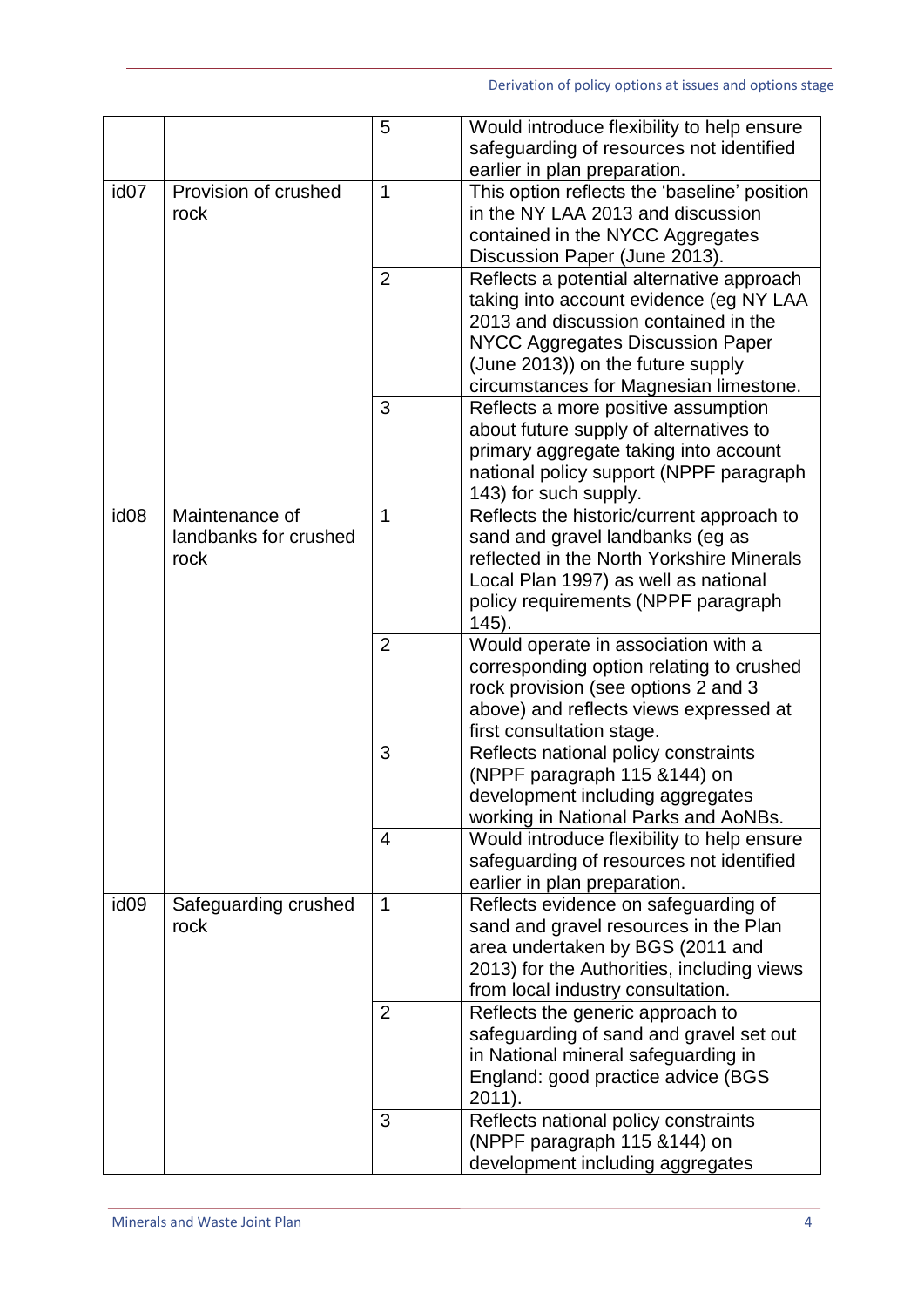| | | 5 | Would introduce flexibility to help ensure safeguarding of resources not identified earlier in plan preparation. |
|---|---|---|---|
| id07 | Provision of crushed rock | 1 | This option reflects the 'baseline' position in the NY LAA 2013 and discussion contained in the NYCC Aggregates Discussion Paper (June 2013). |
| | | 2 | Reflects a potential alternative approach taking into account evidence (eg NY LAA 2013 and discussion contained in the NYCC Aggregates Discussion Paper (June 2013)) on the future supply circumstances for Magnesian limestone. |
| | | 3 | Reflects a more positive assumption about future supply of alternatives to primary aggregate taking into account national policy support (NPPF paragraph 143) for such supply. |
| id08 | Maintenance of landbanks for crushed rock | 1 | Reflects the historic/current approach to sand and gravel landbanks (eg as reflected in the North Yorkshire Minerals Local Plan 1997) as well as national policy requirements (NPPF paragraph 145). |
| | | 2 | Would operate in association with a corresponding option relating to crushed rock provision (see options 2 and 3 above) and reflects views expressed at first consultation stage. |
| | | 3 | Reflects national policy constraints (NPPF paragraph 115 &144) on development including aggregates working in National Parks and AoNBs. |
| | | 4 | Would introduce flexibility to help ensure safeguarding of resources not identified earlier in plan preparation. |
| id09 | Safeguarding crushed rock | 1 | Reflects evidence on safeguarding of sand and gravel resources in the Plan area undertaken by BGS (2011 and 2013) for the Authorities, including views from local industry consultation. |
| | | 2 | Reflects the generic approach to safeguarding of sand and gravel set out in National mineral safeguarding in England: good practice advice (BGS 2011). |
| | | 3 | Reflects national policy constraints (NPPF paragraph 115 &144) on development including aggregates |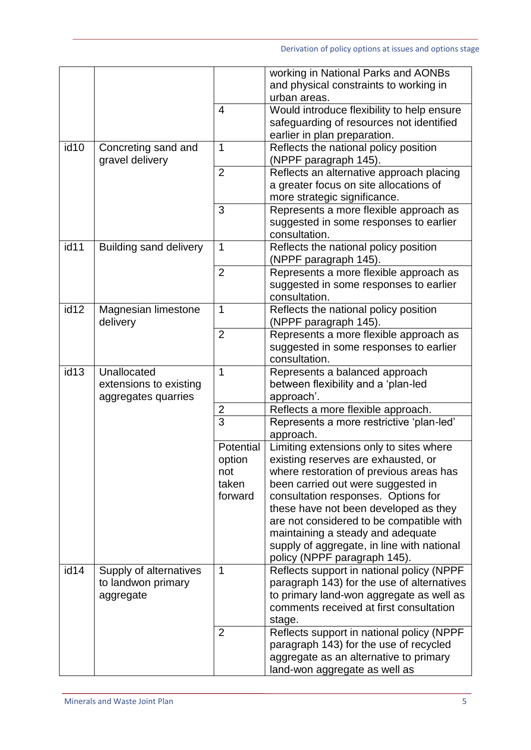| | | | working in National Parks and AONBs and physical constraints to working in urban areas. |
|---|---|---|---|
| | | 4 | Would introduce flexibility to help ensure safeguarding of resources not identified earlier in plan preparation. |
| id10 | Concreting sand and gravel delivery | 1 | Reflects the national policy position (NPPF paragraph 145). |
| | | 2 | Reflects an alternative approach placing a greater focus on site allocations of more strategic significance. |
| | | 3 | Represents a more flexible approach as suggested in some responses to earlier consultation. |
| id11 | Building sand delivery | 1 | Reflects the national policy position (NPPF paragraph 145). |
| | | 2 | Represents a more flexible approach as suggested in some responses to earlier consultation. |
| id12 | Magnesian limestone delivery | 1 | Reflects the national policy position (NPPF paragraph 145). |
| | | 2 | Represents a more flexible approach as suggested in some responses to earlier consultation. |
| id13 | Unallocated extensions to existing aggregates quarries | 1 | Represents a balanced approach between flexibility and a 'plan-led approach'. |
| | | 2 | Reflects a more flexible approach. |
| | | 3 | Represents a more restrictive 'plan-led' approach. |
| | | Potential option not taken forward | Limiting extensions only to sites where existing reserves are exhausted, or where restoration of previous areas has been carried out were suggested in consultation responses. Options for these have not been developed as they are not considered to be compatible with maintaining a steady and adequate supply of aggregate, in line with national policy (NPPF paragraph 145). |
| id14 | Supply of alternatives to landwon primary aggregate | 1 | Reflects support in national policy (NPPF paragraph 143) for the use of alternatives to primary land-won aggregate as well as comments received at first consultation stage. |
| | | 2 | Reflects support in national policy (NPPF paragraph 143) for the use of recycled aggregate as an alternative to primary land-won aggregate as well as |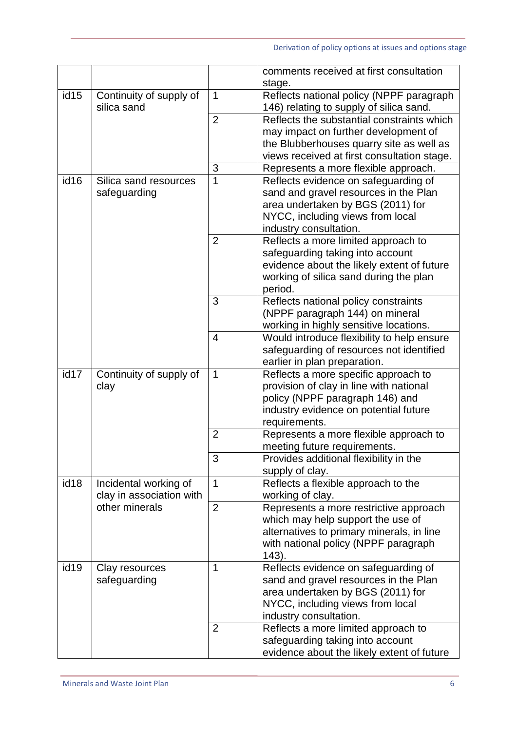| | | | comments received at first consultation stage. |
|---|---|---|---|
| id15 | Continuity of supply of silica sand | 1 | Reflects national policy (NPPF paragraph 146) relating to supply of silica sand. |
| | | 2 | Reflects the substantial constraints which may impact on further development of the Blubberhouses quarry site as well as views received at first consultation stage. |
| | | 3 | Represents a more flexible approach. |
| id16 | Silica sand resources safeguarding | 1 | Reflects evidence on safeguarding of sand and gravel resources in the Plan area undertaken by BGS (2011) for NYCC, including views from local industry consultation. |
| | | 2 | Reflects a more limited approach to safeguarding taking into account evidence about the likely extent of future working of silica sand during the plan period. |
| | | 3 | Reflects national policy constraints (NPPF paragraph 144) on mineral working in highly sensitive locations. |
| | | 4 | Would introduce flexibility to help ensure safeguarding of resources not identified earlier in plan preparation. |
| id17 | Continuity of supply of clay | 1 | Reflects a more specific approach to provision of clay in line with national policy (NPPF paragraph 146) and industry evidence on potential future requirements. |
| | | 2 | Represents a more flexible approach to meeting future requirements. |
| | | 3 | Provides additional flexibility in the supply of clay. |
| id18 | Incidental working of clay in association with other minerals | 1 | Reflects a flexible approach to the working of clay. |
| | | 2 | Represents a more restrictive approach which may help support the use of alternatives to primary minerals, in line with national policy (NPPF paragraph 143). |
| id19 | Clay resources safeguarding | 1 | Reflects evidence on safeguarding of sand and gravel resources in the Plan area undertaken by BGS (2011) for NYCC, including views from local industry consultation. |
| | | 2 | Reflects a more limited approach to safeguarding taking into account evidence about the likely extent of future |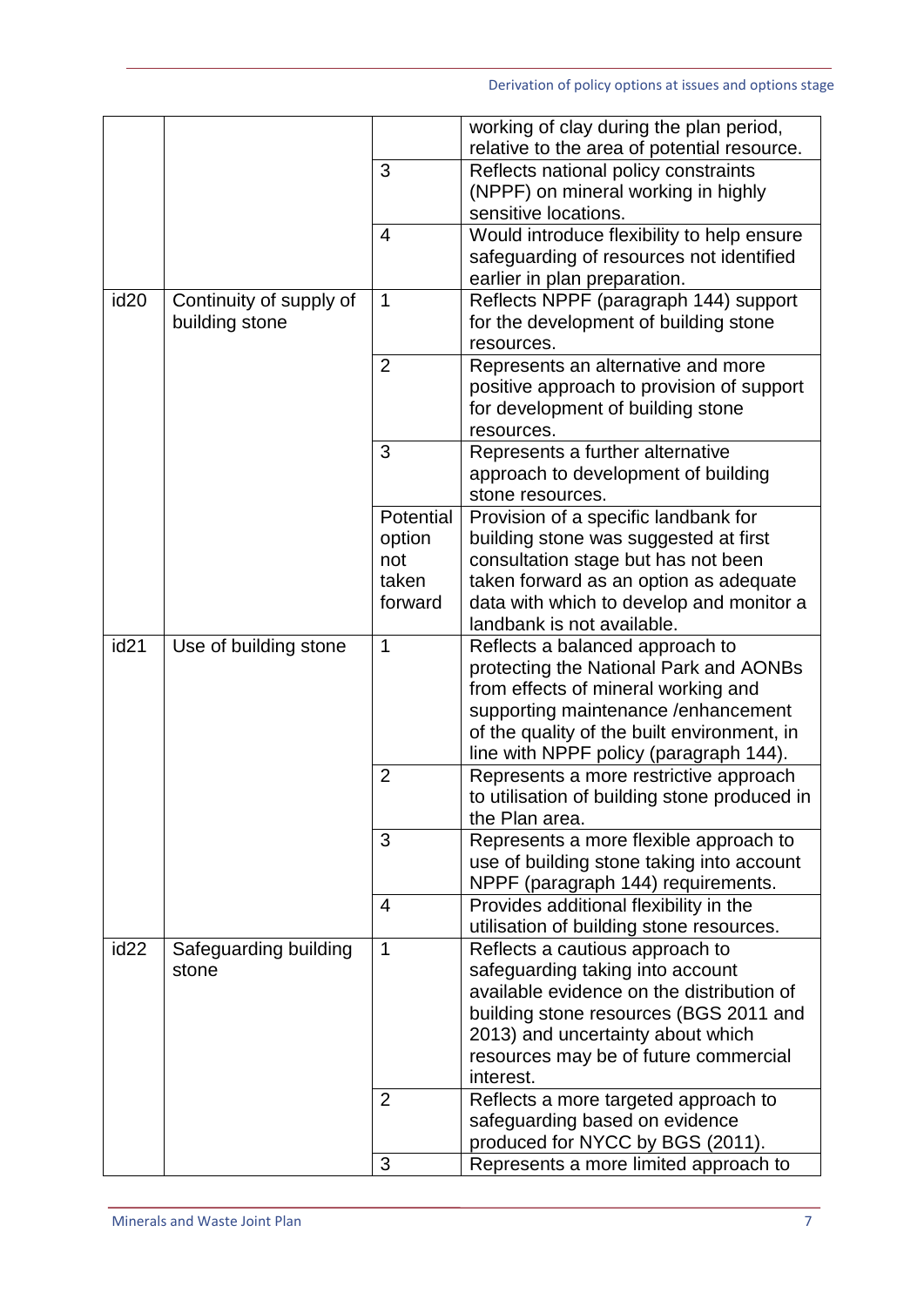| | | | working of clay during the plan period, relative to the area of potential resource. |
|---|---|---|---|
| | | 3 | Reflects national policy constraints (NPPF) on mineral working in highly sensitive locations. |
| | | 4 | Would introduce flexibility to help ensure safeguarding of resources not identified earlier in plan preparation. |
| id20 | Continuity of supply of building stone | 1 | Reflects NPPF (paragraph 144) support for the development of building stone resources. |
| | | 2 | Represents an alternative and more positive approach to provision of support for development of building stone resources. |
| | | 3 | Represents a further alternative approach to development of building stone resources. |
| | | Potential option not taken forward | Provision of a specific landbank for building stone was suggested at first consultation stage but has not been taken forward as an option as adequate data with which to develop and monitor a landbank is not available. |
| id21 | Use of building stone | 1 | Reflects a balanced approach to protecting the National Park and AONBs from effects of mineral working and supporting maintenance /enhancement of the quality of the built environment, in line with NPPF policy (paragraph 144). |
| | | 2 | Represents a more restrictive approach to utilisation of building stone produced in the Plan area. |
| | | 3 | Represents a more flexible approach to use of building stone taking into account NPPF (paragraph 144) requirements. |
| | | 4 | Provides additional flexibility in the utilisation of building stone resources. |
| id22 | Safeguarding building stone | 1 | Reflects a cautious approach to safeguarding taking into account available evidence on the distribution of building stone resources (BGS 2011 and 2013) and uncertainty about which resources may be of future commercial interest. |
| | | 2 | Reflects a more targeted approach to safeguarding based on evidence produced for NYCC by BGS (2011). |
| | | 3 | Represents a more limited approach to |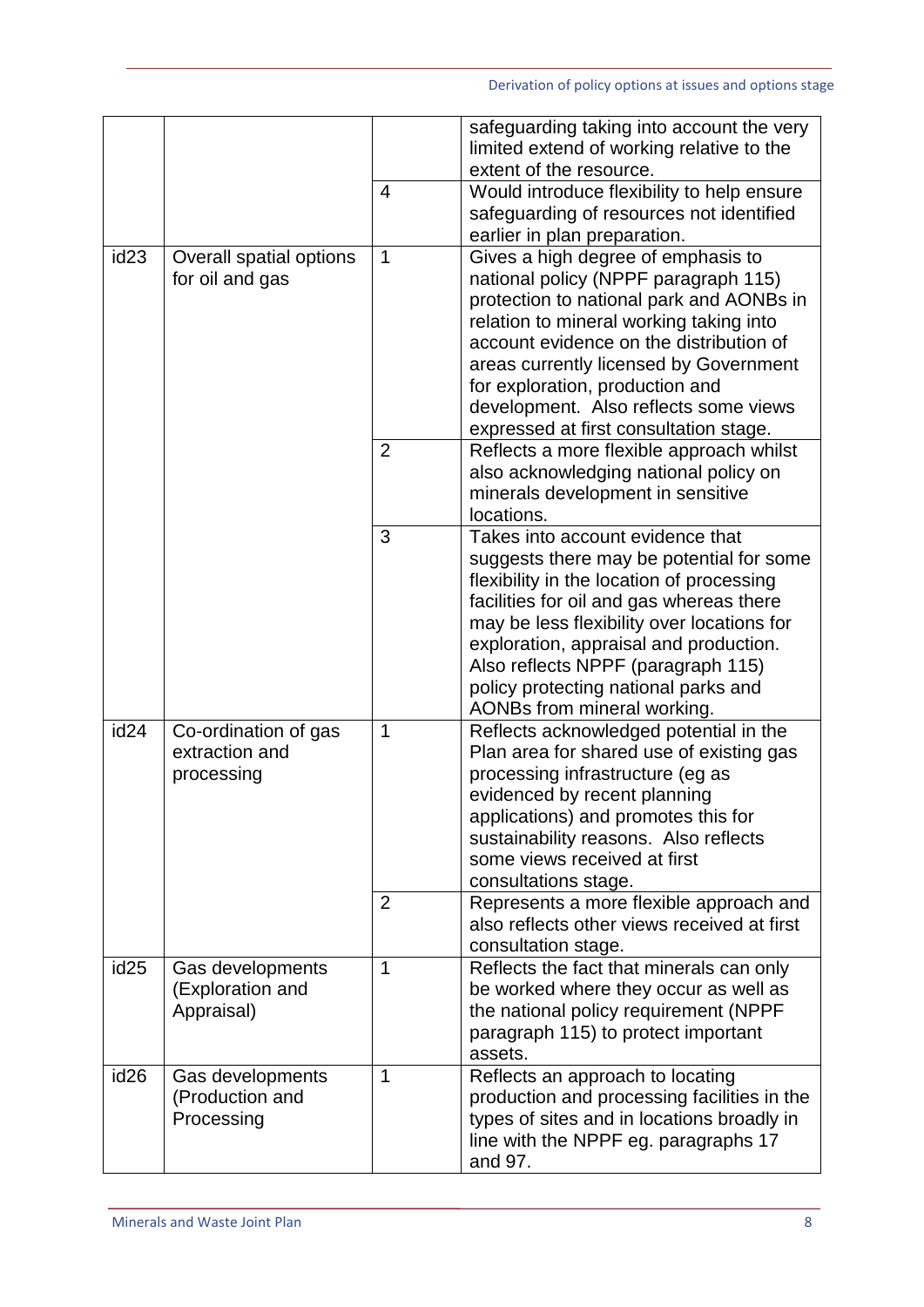| | | | |
|---|---|---|---|
| | | | safeguarding taking into account the very limited extend of working relative to the extent of the resource. |
| | | 4 | Would introduce flexibility to help ensure safeguarding of resources not identified earlier in plan preparation. |
| id23 | Overall spatial options for oil and gas | 1 | Gives a high degree of emphasis to national policy (NPPF paragraph 115) protection to national park and AONBs in relation to mineral working taking into account evidence on the distribution of areas currently licensed by Government for exploration, production and development. Also reflects some views expressed at first consultation stage. |
| | | 2 | Reflects a more flexible approach whilst also acknowledging national policy on minerals development in sensitive locations. |
| | | 3 | Takes into account evidence that suggests there may be potential for some flexibility in the location of processing facilities for oil and gas whereas there may be less flexibility over locations for exploration, appraisal and production. Also reflects NPPF (paragraph 115) policy protecting national parks and AONBs from mineral working. |
| id24 | Co-ordination of gas extraction and processing | 1 | Reflects acknowledged potential in the Plan area for shared use of existing gas processing infrastructure (eg as evidenced by recent planning applications) and promotes this for sustainability reasons. Also reflects some views received at first consultations stage. |
| | | 2 | Represents a more flexible approach and also reflects other views received at first consultation stage. |
| id25 | Gas developments (Exploration and Appraisal) | 1 | Reflects the fact that minerals can only be worked where they occur as well as the national policy requirement (NPPF paragraph 115) to protect important assets. |
| id26 | Gas developments (Production and Processing | 1 | Reflects an approach to locating production and processing facilities in the types of sites and in locations broadly in line with the NPPF eg. paragraphs 17 and 97. |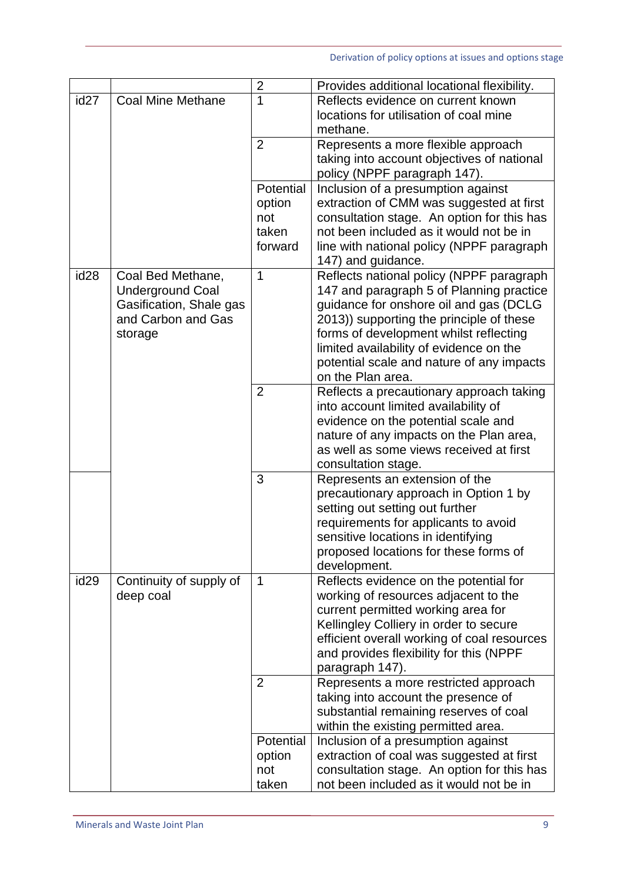| | | 2 | Provides additional locational flexibility. |
|---|---|---|---|
| id27 | Coal Mine Methane | 1 | Reflects evidence on current known locations for utilisation of coal mine methane. |
| | | 2 | Represents a more flexible approach taking into account objectives of national policy (NPPF paragraph 147). |
| | | Potential option not taken forward | Inclusion of a presumption against extraction of CMM was suggested at first consultation stage. An option for this has not been included as it would not be in line with national policy (NPPF paragraph 147) and guidance. |
| id28 | Coal Bed Methane, Underground Coal Gasification, Shale gas and Carbon and Gas storage | 1 | Reflects national policy (NPPF paragraph 147 and paragraph 5 of Planning practice guidance for onshore oil and gas (DCLG 2013)) supporting the principle of these forms of development whilst reflecting limited availability of evidence on the potential scale and nature of any impacts on the Plan area. |
| | | 2 | Reflects a precautionary approach taking into account limited availability of evidence on the potential scale and nature of any impacts on the Plan area, as well as some views received at first consultation stage. |
| | | 3 | Represents an extension of the precautionary approach in Option 1 by setting out setting out further requirements for applicants to avoid sensitive locations in identifying proposed locations for these forms of development. |
| id29 | Continuity of supply of deep coal | 1 | Reflects evidence on the potential for working of resources adjacent to the current permitted working area for Kellingley Colliery in order to secure efficient overall working of coal resources and provides flexibility for this (NPPF paragraph 147). |
| | | 2 | Represents a more restricted approach taking into account the presence of substantial remaining reserves of coal within the existing permitted area. |
| | | Potential option not taken | Inclusion of a presumption against extraction of coal was suggested at first consultation stage. An option for this has not been included as it would not be in |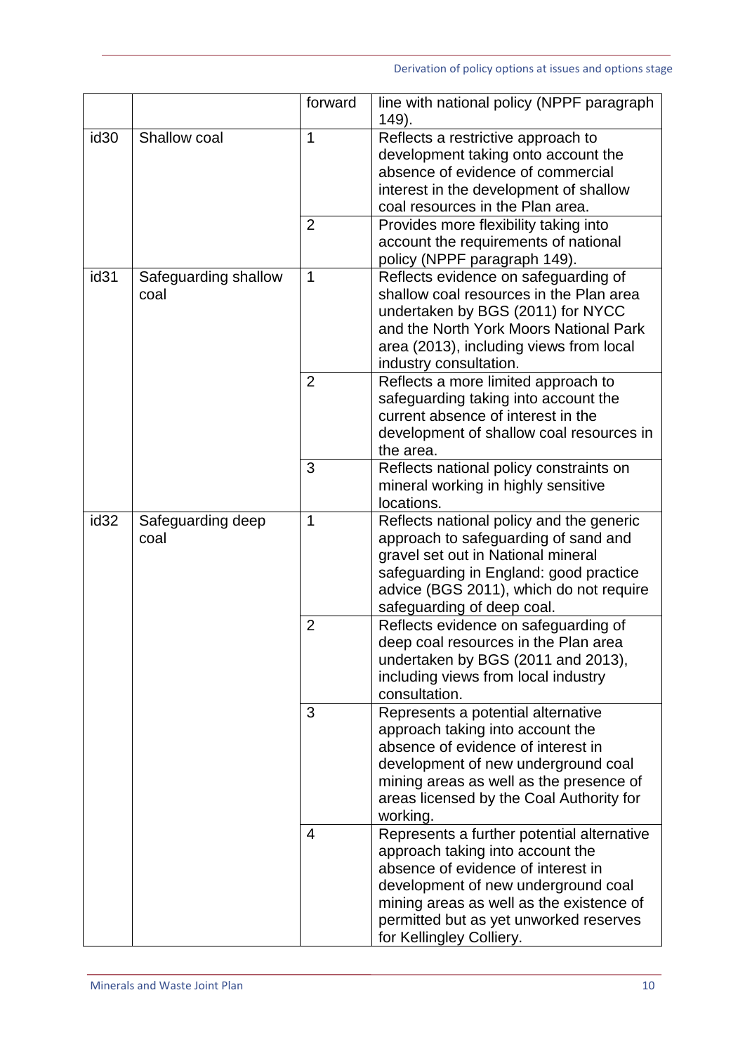| | | | |
|---|---|---|---|
| | | forward | line with national policy (NPPF paragraph 149). |
| id30 | Shallow coal | 1 | Reflects a restrictive approach to development taking onto account the absence of evidence of commercial interest in the development of shallow coal resources in the Plan area. |
| | | 2 | Provides more flexibility taking into account the requirements of national policy (NPPF paragraph 149). |
| id31 | Safeguarding shallow coal | 1 | Reflects evidence on safeguarding of shallow coal resources in the Plan area undertaken by BGS (2011) for NYCC and the North York Moors National Park area (2013), including views from local industry consultation. |
| | | 2 | Reflects a more limited approach to safeguarding taking into account the current absence of interest in the development of shallow coal resources in the area. |
| | | 3 | Reflects national policy constraints on mineral working in highly sensitive locations. |
| id32 | Safeguarding deep coal | 1 | Reflects national policy and the generic approach to safeguarding of sand and gravel set out in National mineral safeguarding in England: good practice advice (BGS 2011), which do not require safeguarding of deep coal. |
| | | 2 | Reflects evidence on safeguarding of deep coal resources in the Plan area undertaken by BGS (2011 and 2013), including views from local industry consultation. |
| | | 3 | Represents a potential alternative approach taking into account the absence of evidence of interest in development of new underground coal mining areas as well as the presence of areas licensed by the Coal Authority for working. |
| | | 4 | Represents a further potential alternative approach taking into account the absence of evidence of interest in development of new underground coal mining areas as well as the existence of permitted but as yet unworked reserves for Kellingley Colliery. |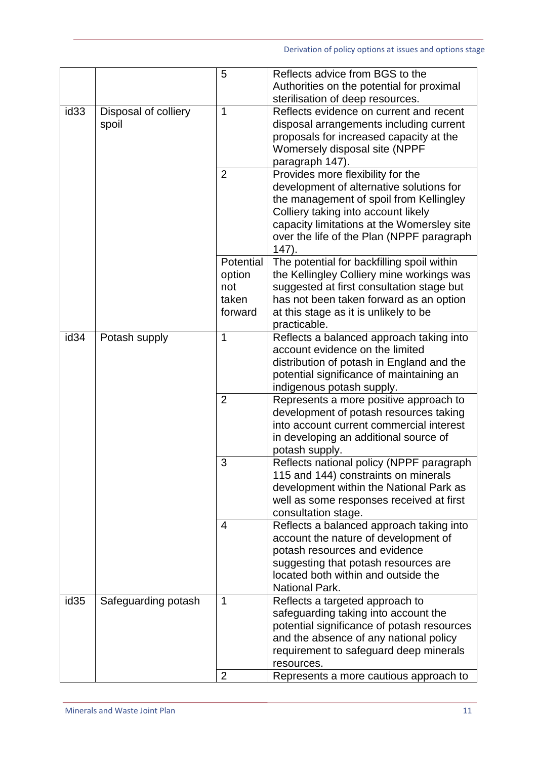| | | | |
|---|---|---|---|
| | | 5 | Reflects advice from BGS to the Authorities on the potential for proximal sterilisation of deep resources. |
| id33 | Disposal of colliery spoil | 1 | Reflects evidence on current and recent disposal arrangements including current proposals for increased capacity at the Womersely disposal site (NPPF paragraph 147). |
| | | 2 | Provides more flexibility for the development of alternative solutions for the management of spoil from Kellingley Colliery taking into account likely capacity limitations at the Womersley site over the life of the Plan (NPPF paragraph 147). |
| | | Potential option not taken forward | The potential for backfilling spoil within the Kellingley Colliery mine workings was suggested at first consultation stage but has not been taken forward as an option at this stage as it is unlikely to be practicable. |
| id34 | Potash supply | 1 | Reflects a balanced approach taking into account evidence on the limited distribution of potash in England and the potential significance of maintaining an indigenous potash supply. |
| | | 2 | Represents a more positive approach to development of potash resources taking into account current commercial interest in developing an additional source of potash supply. |
| | | 3 | Reflects national policy (NPPF paragraph 115 and 144) constraints on minerals development within the National Park as well as some responses received at first consultation stage. |
| | | 4 | Reflects a balanced approach taking into account the nature of development of potash resources and evidence suggesting that potash resources are located both within and outside the National Park. |
| id35 | Safeguarding potash | 1 | Reflects a targeted approach to safeguarding taking into account the potential significance of potash resources and the absence of any national policy requirement to safeguard deep minerals resources. |
| | | 2 | Represents a more cautious approach to |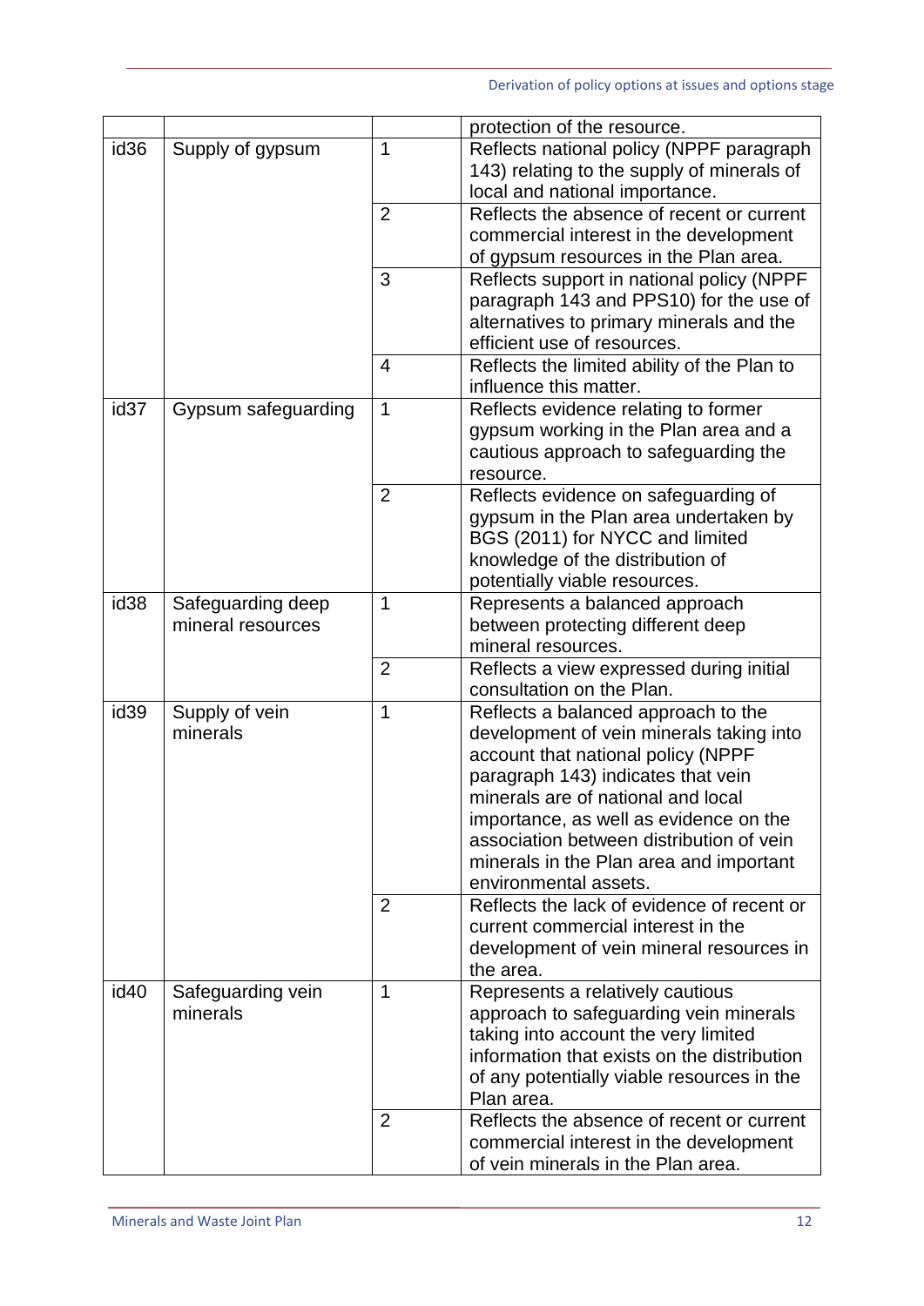| | | | protection of the resource. |
|---|---|---|---|
| id36 | Supply of gypsum | 1 | Reflects national policy (NPPF paragraph 143) relating to the supply of minerals of local and national importance. |
| | | 2 | Reflects the absence of recent or current commercial interest in the development of gypsum resources in the Plan area. |
| | | 3 | Reflects support in national policy (NPPF paragraph 143 and PPS10) for the use of alternatives to primary minerals and the efficient use of resources. |
| | | 4 | Reflects the limited ability of the Plan to influence this matter. |
| id37 | Gypsum safeguarding | 1 | Reflects evidence relating to former gypsum working in the Plan area and a cautious approach to safeguarding the resource. |
| | | 2 | Reflects evidence on safeguarding of gypsum in the Plan area undertaken by BGS (2011) for NYCC and limited knowledge of the distribution of potentially viable resources. |
| id38 | Safeguarding deep mineral resources | 1 | Represents a balanced approach between protecting different deep mineral resources. |
| | | 2 | Reflects a view expressed during initial consultation on the Plan. |
| id39 | Supply of vein minerals | 1 | Reflects a balanced approach to the development of vein minerals taking into account that national policy (NPPF paragraph 143) indicates that vein minerals are of national and local importance, as well as evidence on the association between distribution of vein minerals in the Plan area and important environmental assets. |
| | | 2 | Reflects the lack of evidence of recent or current commercial interest in the development of vein mineral resources in the area. |
| id40 | Safeguarding vein minerals | 1 | Represents a relatively cautious approach to safeguarding vein minerals taking into account the very limited information that exists on the distribution of any potentially viable resources in the Plan area. |
| | | 2 | Reflects the absence of recent or current commercial interest in the development of vein minerals in the Plan area. |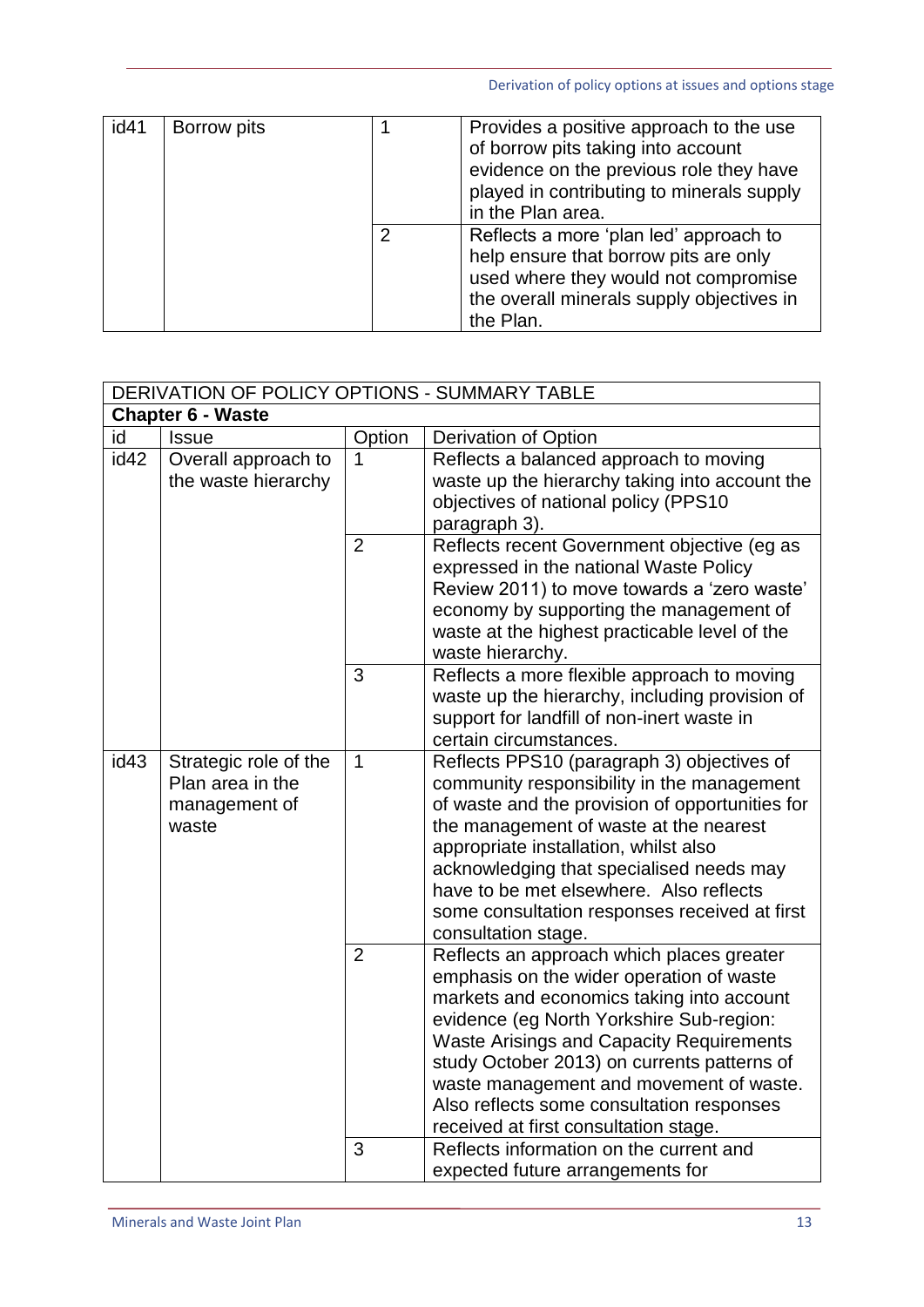| id41 | Borrow pits | 1 | Provides a positive approach to the use of borrow pits taking into account evidence on the previous role they have played in contributing to minerals supply in the Plan area. |
|---|---|---|---|
| | | 2 | Reflects a more 'plan led' approach to help ensure that borrow pits are only used where they would not compromise the overall minerals supply objectives in the Plan. |

| DERIVATION OF POLICY OPTIONS - SUMMARY TABLE | | | |
|---|---|---|---|
| **Chapter 6 - Waste** | | | |
| id | Issue | Option | Derivation of Option |
| id42 | Overall approach to the waste hierarchy | 1 | Reflects a balanced approach to moving waste up the hierarchy taking into account the objectives of national policy (PPS10 paragraph 3). |
| | | 2 | Reflects recent Government objective (eg as expressed in the national Waste Policy Review 2011) to move towards a 'zero waste' economy by supporting the management of waste at the highest practicable level of the waste hierarchy. |
| | | 3 | Reflects a more flexible approach to moving waste up the hierarchy, including provision of support for landfill of non-inert waste in certain circumstances. |
| id43 | Strategic role of the Plan area in the management of waste | 1 | Reflects PPS10 (paragraph 3) objectives of community responsibility in the management of waste and the provision of opportunities for the management of waste at the nearest appropriate installation, whilst also acknowledging that specialised needs may have to be met elsewhere. Also reflects some consultation responses received at first consultation stage. |
| | | 2 | Reflects an approach which places greater emphasis on the wider operation of waste markets and economics taking into account evidence (eg North Yorkshire Sub-region: Waste Arisings and Capacity Requirements study October 2013) on currents patterns of waste management and movement of waste. Also reflects some consultation responses received at first consultation stage. |
| | | 3 | Reflects information on the current and expected future arrangements for |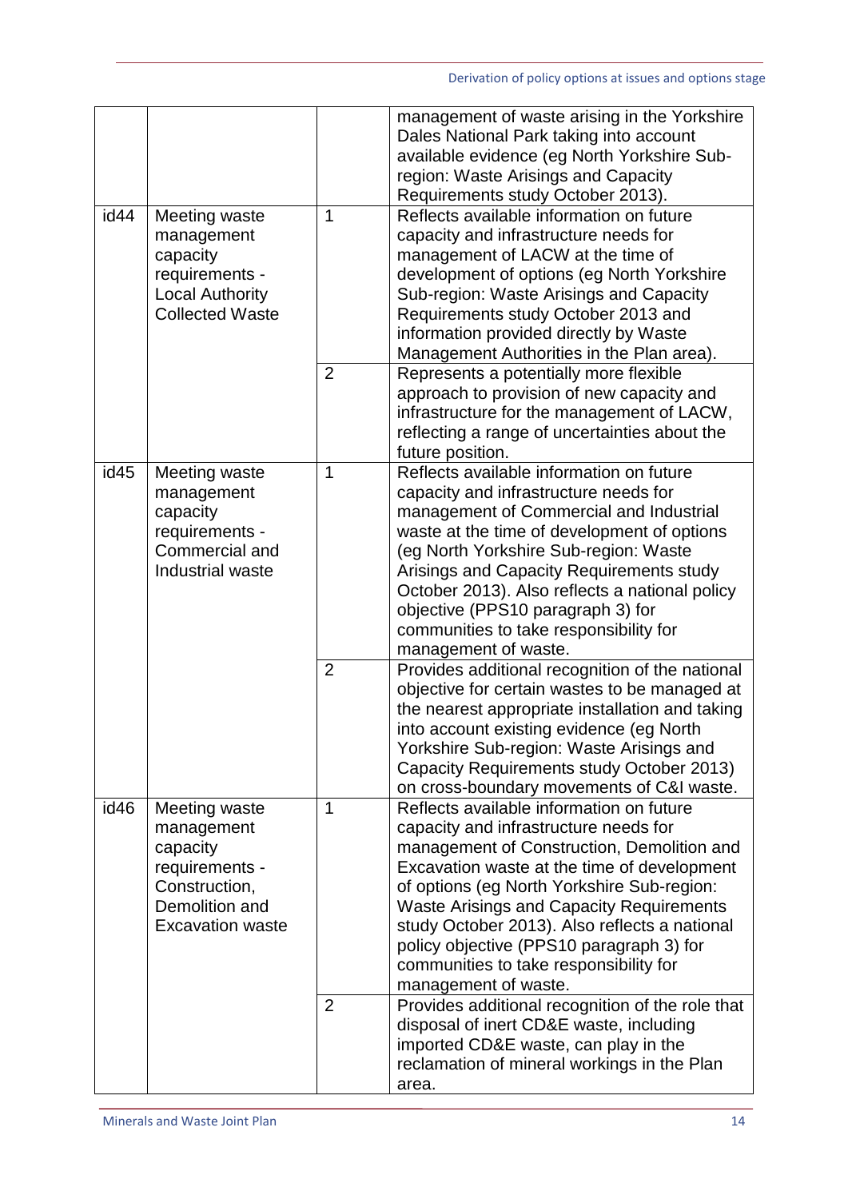| | | | |
|---|---|---|---|
| | | | management of waste arising in the Yorkshire Dales National Park taking into account available evidence (eg North Yorkshire Sub-region: Waste Arisings and Capacity Requirements study October 2013). |
| id44 | Meeting waste management capacity requirements - Local Authority Collected Waste | 1 | Reflects available information on future capacity and infrastructure needs for management of LACW at the time of development of options (eg North Yorkshire Sub-region: Waste Arisings and Capacity Requirements study October 2013 and information provided directly by Waste Management Authorities in the Plan area). |
| | | 2 | Represents a potentially more flexible approach to provision of new capacity and infrastructure for the management of LACW, reflecting a range of uncertainties about the future position. |
| id45 | Meeting waste management capacity requirements - Commercial and Industrial waste | 1 | Reflects available information on future capacity and infrastructure needs for management of Commercial and Industrial waste at the time of development of options (eg North Yorkshire Sub-region: Waste Arisings and Capacity Requirements study October 2013). Also reflects a national policy objective (PPS10 paragraph 3) for communities to take responsibility for management of waste. |
| | | 2 | Provides additional recognition of the national objective for certain wastes to be managed at the nearest appropriate installation and taking into account existing evidence (eg North Yorkshire Sub-region: Waste Arisings and Capacity Requirements study October 2013) on cross-boundary movements of C&I waste. |
| id46 | Meeting waste management capacity requirements - Construction, Demolition and Excavation waste | 1 | Reflects available information on future capacity and infrastructure needs for management of Construction, Demolition and Excavation waste at the time of development of options (eg North Yorkshire Sub-region: Waste Arisings and Capacity Requirements study October 2013). Also reflects a national policy objective (PPS10 paragraph 3) for communities to take responsibility for management of waste. |
| | | 2 | Provides additional recognition of the role that disposal of inert CD&E waste, including imported CD&E waste, can play in the reclamation of mineral workings in the Plan area. |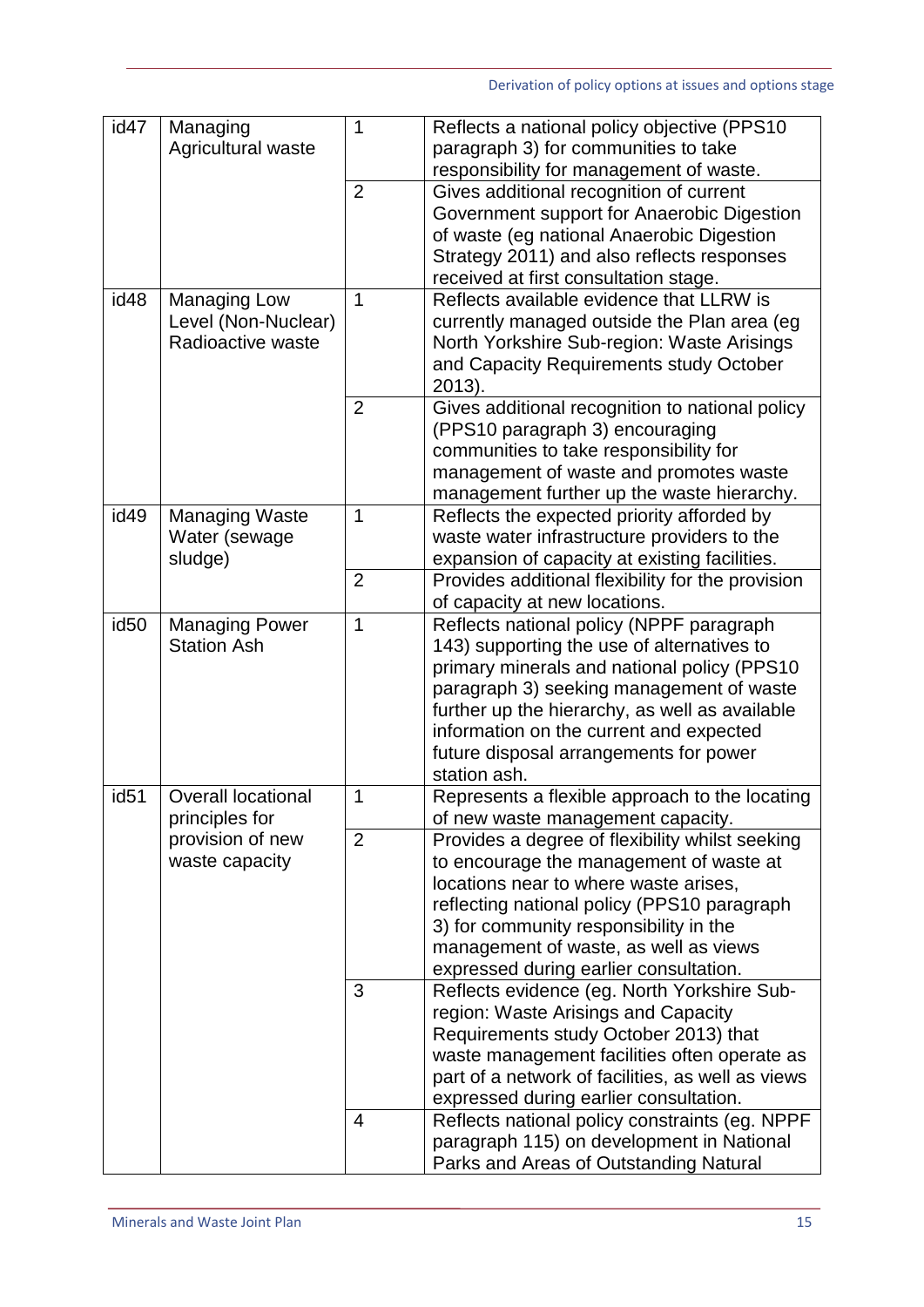| id47 | Managing Agricultural waste | 1 | Reflects a national policy objective (PPS10 paragraph 3) for communities to take responsibility for management of waste. |
|---|---|---|---|
| | | 2 | Gives additional recognition of current Government support for Anaerobic Digestion of waste (eg national Anaerobic Digestion Strategy 2011) and also reflects responses received at first consultation stage. |
| id48 | Managing Low Level (Non-Nuclear) Radioactive waste | 1 | Reflects available evidence that LLRW is currently managed outside the Plan area (eg North Yorkshire Sub-region: Waste Arisings and Capacity Requirements study October 2013). |
| | | 2 | Gives additional recognition to national policy (PPS10 paragraph 3) encouraging communities to take responsibility for management of waste and promotes waste management further up the waste hierarchy. |
| id49 | Managing Waste Water (sewage sludge) | 1 | Reflects the expected priority afforded by waste water infrastructure providers to the expansion of capacity at existing facilities. |
| | | 2 | Provides additional flexibility for the provision of capacity at new locations. |
| id50 | Managing Power Station Ash | 1 | Reflects national policy (NPPF paragraph 143) supporting the use of alternatives to primary minerals and national policy (PPS10 paragraph 3) seeking management of waste further up the hierarchy, as well as available information on the current and expected future disposal arrangements for power station ash. |
| id51 | Overall locational principles for provision of new waste capacity | 1 | Represents a flexible approach to the locating of new waste management capacity. |
| | | 2 | Provides a degree of flexibility whilst seeking to encourage the management of waste at locations near to where waste arises, reflecting national policy (PPS10 paragraph 3) for community responsibility in the management of waste, as well as views expressed during earlier consultation. |
| | | 3 | Reflects evidence (eg. North Yorkshire Sub-region: Waste Arisings and Capacity Requirements study October 2013) that waste management facilities often operate as part of a network of facilities, as well as views expressed during earlier consultation. |
| | | 4 | Reflects national policy constraints (eg. NPPF paragraph 115) on development in National Parks and Areas of Outstanding Natural |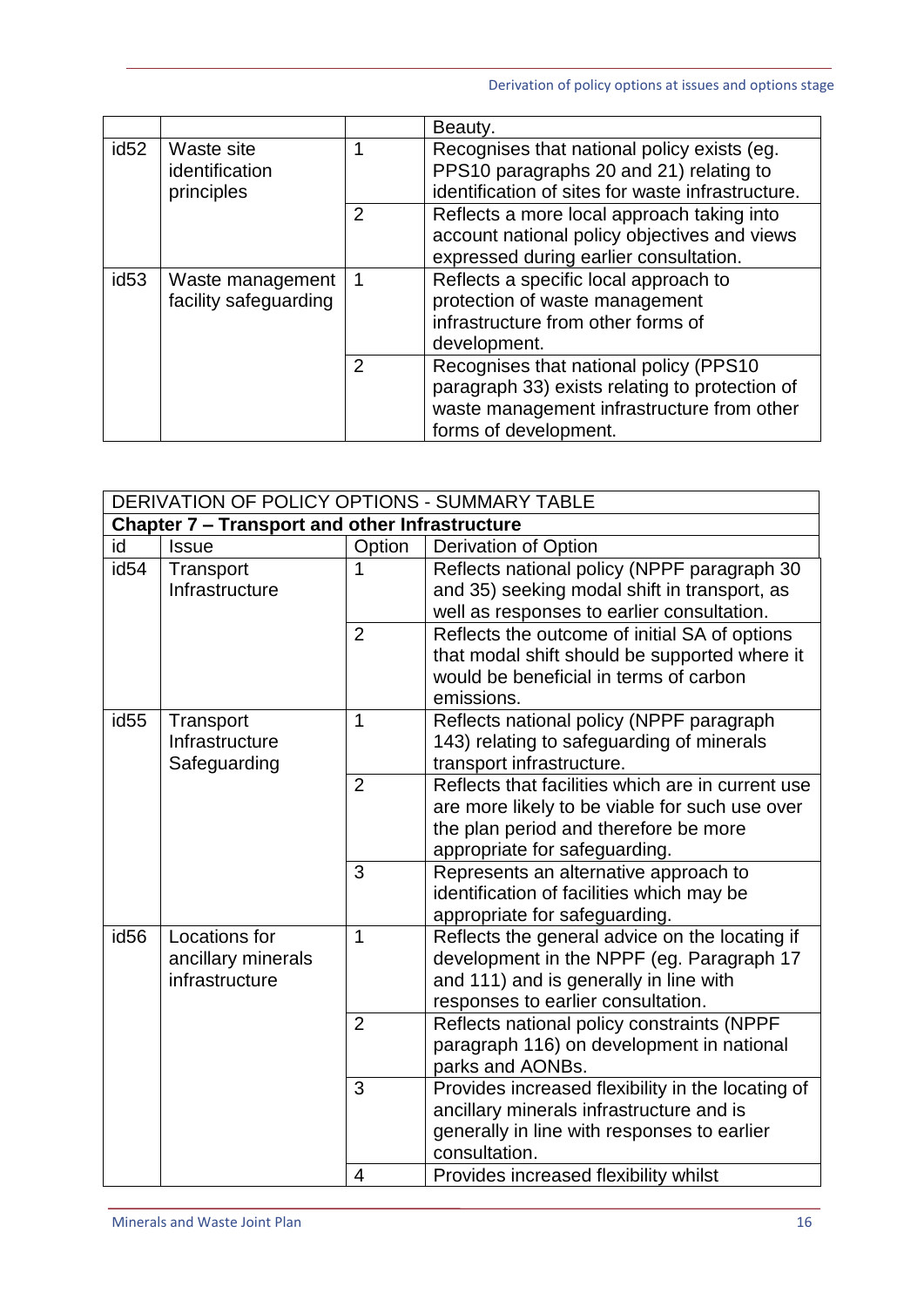| | | | Beauty. |
|---|---|---|---|
| id52 | Waste site identification principles | 1 | Recognises that national policy exists (eg. PPS10 paragraphs 20 and 21) relating to identification of sites for waste infrastructure. |
| | | 2 | Reflects a more local approach taking into account national policy objectives and views expressed during earlier consultation. |
| id53 | Waste management facility safeguarding | 1 | Reflects a specific local approach to protection of waste management infrastructure from other forms of development. |
| | | 2 | Recognises that national policy (PPS10 paragraph 33) exists relating to protection of waste management infrastructure from other forms of development. |

| DERIVATION OF POLICY OPTIONS - SUMMARY TABLE | | | |
|---|---|---|---|
| **Chapter 7 – Transport and other Infrastructure** | | | |
| id | Issue | Option | Derivation of Option |
| id54 | Transport Infrastructure | 1 | Reflects national policy (NPPF paragraph 30 and 35) seeking modal shift in transport, as well as responses to earlier consultation. |
| | | 2 | Reflects the outcome of initial SA of options that modal shift should be supported where it would be beneficial in terms of carbon emissions. |
| id55 | Transport Infrastructure Safeguarding | 1 | Reflects national policy (NPPF paragraph 143) relating to safeguarding of minerals transport infrastructure. |
| | | 2 | Reflects that facilities which are in current use are more likely to be viable for such use over the plan period and therefore be more appropriate for safeguarding. |
| | | 3 | Represents an alternative approach to identification of facilities which may be appropriate for safeguarding. |
| id56 | Locations for ancillary minerals infrastructure | 1 | Reflects the general advice on the locating if development in the NPPF (eg. Paragraph 17 and 111) and is generally in line with responses to earlier consultation. |
| | | 2 | Reflects national policy constraints (NPPF paragraph 116) on development in national parks and AONBs. |
| | | 3 | Provides increased flexibility in the locating of ancillary minerals infrastructure and is generally in line with responses to earlier consultation. |
| | | 4 | Provides increased flexibility whilst |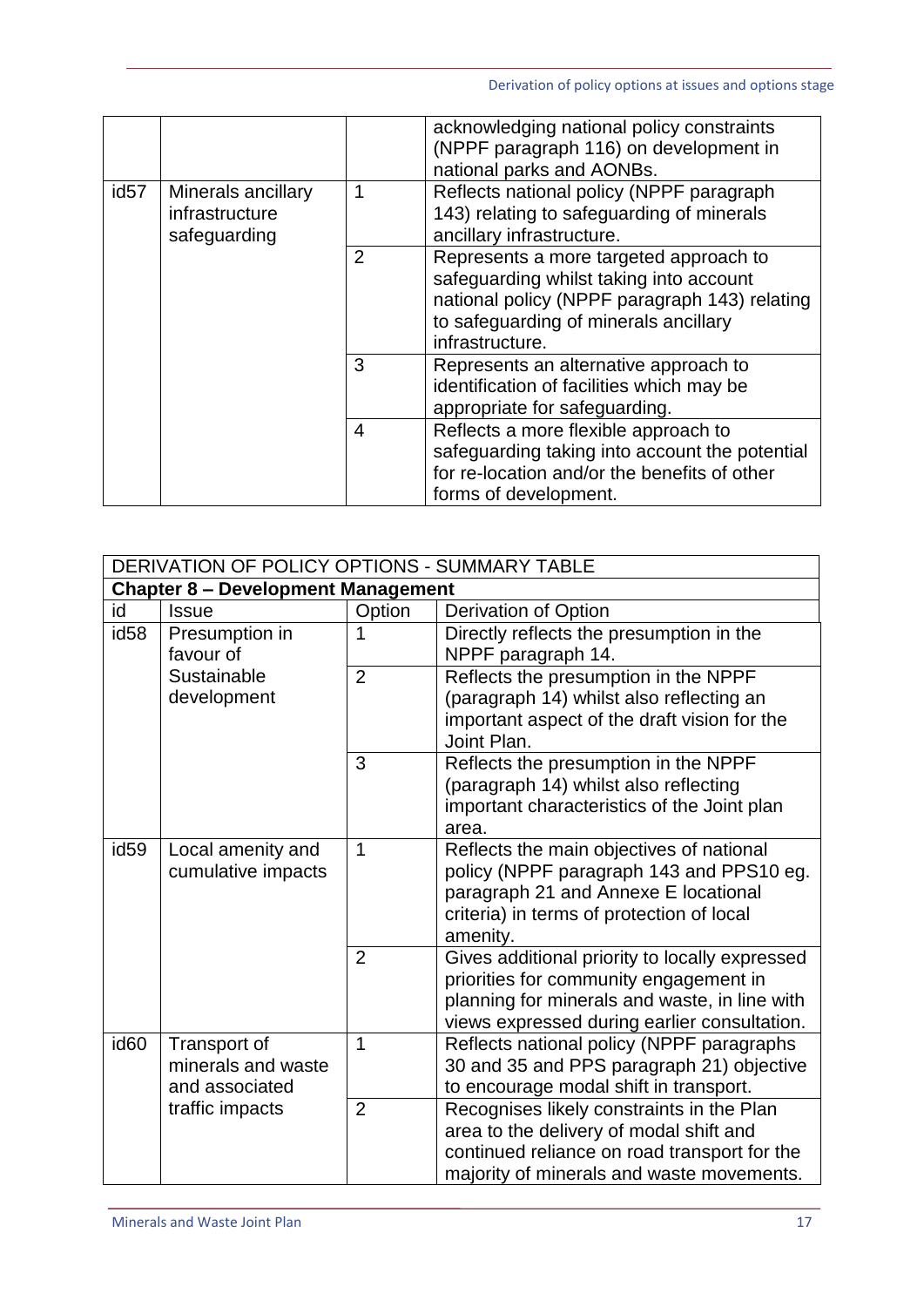| | | | |
|---|---|---|---|
| | | | acknowledging national policy constraints (NPPF paragraph 116) on development in national parks and AONBs. |
| id57 | Minerals ancillary infrastructure safeguarding | 1 | Reflects national policy (NPPF paragraph 143) relating to safeguarding of minerals ancillary infrastructure. |
| | | 2 | Represents a more targeted approach to safeguarding whilst taking into account national policy (NPPF paragraph 143) relating to safeguarding of minerals ancillary infrastructure. |
| | | 3 | Represents an alternative approach to identification of facilities which may be appropriate for safeguarding. |
| | | 4 | Reflects a more flexible approach to safeguarding taking into account the potential for re-location and/or the benefits of other forms of development. |

| DERIVATION OF POLICY OPTIONS - SUMMARY TABLE | | | |
|---|---|---|---|
| **Chapter 8 – Development Management** | | | |
| id | Issue | Option | Derivation of Option |
| id58 | Presumption in favour of Sustainable development | 1 | Directly reflects the presumption in the NPPF paragraph 14. |
| | | 2 | Reflects the presumption in the NPPF (paragraph 14) whilst also reflecting an important aspect of the draft vision for the Joint Plan. |
| | | 3 | Reflects the presumption in the NPPF (paragraph 14) whilst also reflecting important characteristics of the Joint plan area. |
| id59 | Local amenity and cumulative impacts | 1 | Reflects the main objectives of national policy (NPPF paragraph 143 and PPS10 eg. paragraph 21 and Annexe E locational criteria) in terms of protection of local amenity. |
| | | 2 | Gives additional priority to locally expressed priorities for community engagement in planning for minerals and waste, in line with views expressed during earlier consultation. |
| id60 | Transport of minerals and waste and associated traffic impacts | 1 | Reflects national policy (NPPF paragraphs 30 and 35 and PPS paragraph 21) objective to encourage modal shift in transport. |
| | | 2 | Recognises likely constraints in the Plan area to the delivery of modal shift and continued reliance on road transport for the majority of minerals and waste movements. |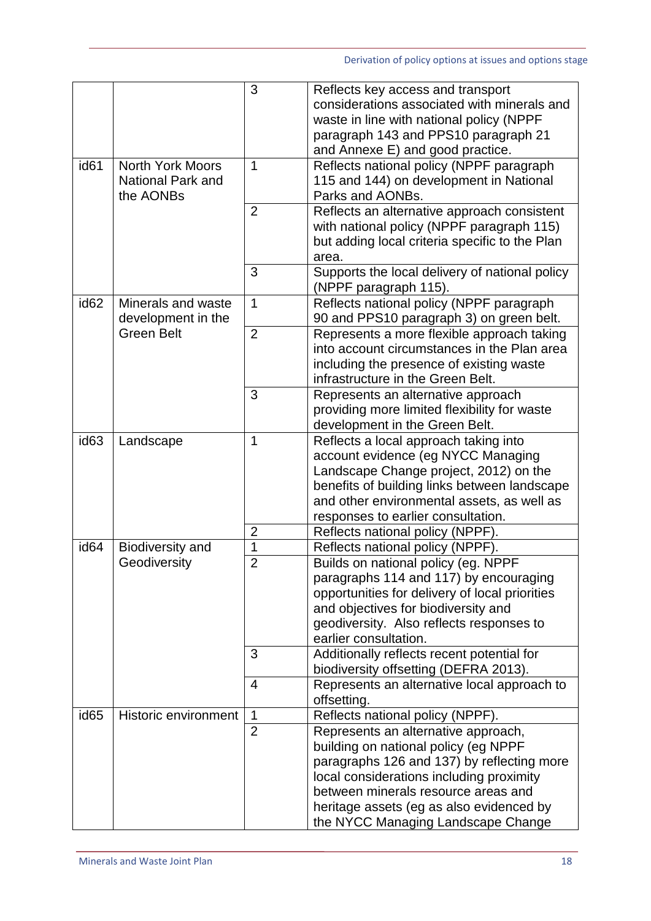| | | | |
|---|---|---|---|
| | | 3 | Reflects key access and transport considerations associated with minerals and waste in line with national policy (NPPF paragraph 143 and PPS10 paragraph 21 and Annexe E) and good practice. |
| id61 | North York Moors National Park and the AONBs | 1 | Reflects national policy (NPPF paragraph 115 and 144) on development in National Parks and AONBs. |
| | | 2 | Reflects an alternative approach consistent with national policy (NPPF paragraph 115) but adding local criteria specific to the Plan area. |
| | | 3 | Supports the local delivery of national policy (NPPF paragraph 115). |
| id62 | Minerals and waste development in the Green Belt | 1 | Reflects national policy (NPPF paragraph 90 and PPS10 paragraph 3) on green belt. |
| | | 2 | Represents a more flexible approach taking into account circumstances in the Plan area including the presence of existing waste infrastructure in the Green Belt. |
| | | 3 | Represents an alternative approach providing more limited flexibility for waste development in the Green Belt. |
| id63 | Landscape | 1 | Reflects a local approach taking into account evidence (eg NYCC Managing Landscape Change project, 2012) on the benefits of building links between landscape and other environmental assets, as well as responses to earlier consultation. |
| | | 2 | Reflects national policy (NPPF). |
| id64 | Biodiversity and Geodiversity | 1 | Reflects national policy (NPPF). |
| | | 2 | Builds on national policy (eg. NPPF paragraphs 114 and 117) by encouraging opportunities for delivery of local priorities and objectives for biodiversity and geodiversity. Also reflects responses to earlier consultation. |
| | | 3 | Additionally reflects recent potential for biodiversity offsetting (DEFRA 2013). |
| | | 4 | Represents an alternative local approach to offsetting. |
| id65 | Historic environment | 1 | Reflects national policy (NPPF). |
| | | 2 | Represents an alternative approach, building on national policy (eg NPPF paragraphs 126 and 137) by reflecting more local considerations including proximity between minerals resource areas and heritage assets (eg as also evidenced by the NYCC Managing Landscape Change |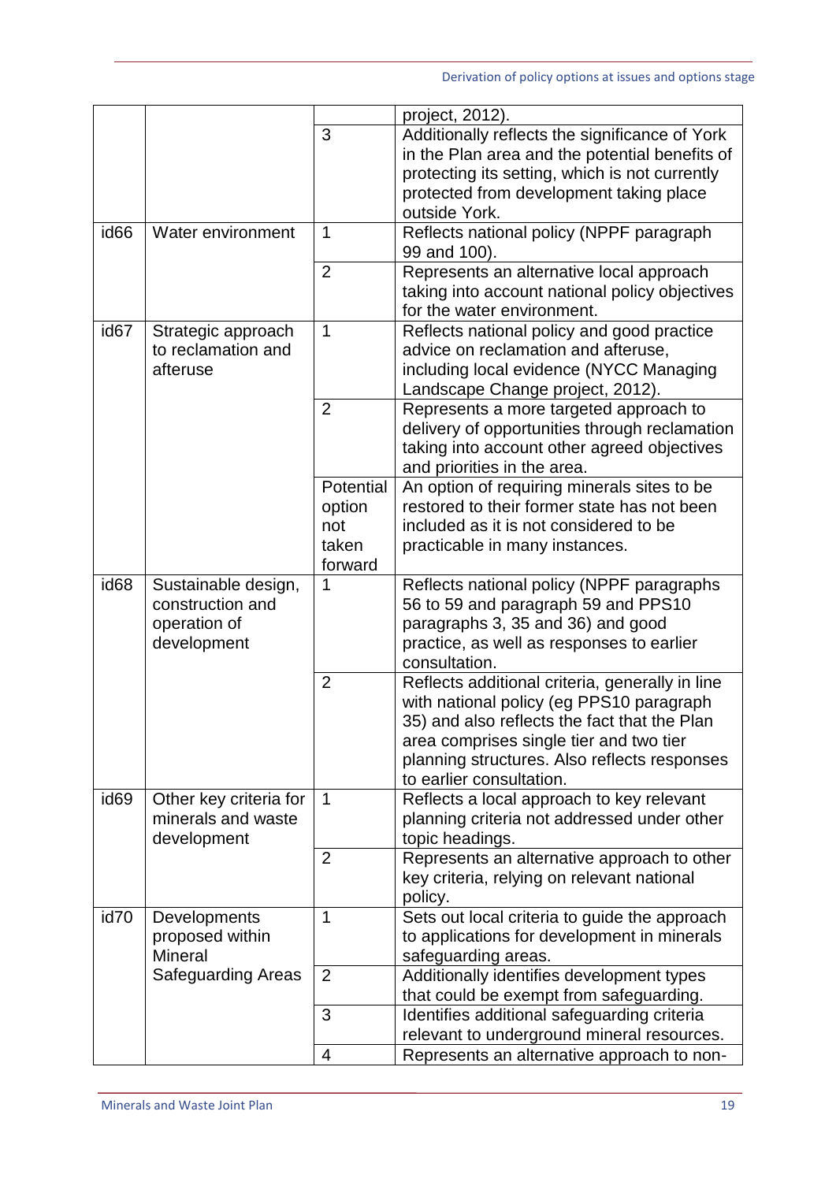| | | | |
|---|---|---|---|
| | | | project, 2012). |
| | | 3 | Additionally reflects the significance of York in the Plan area and the potential benefits of protecting its setting, which is not currently protected from development taking place outside York. |
| id66 | Water environment | 1 | Reflects national policy (NPPF paragraph 99 and 100). |
| | | 2 | Represents an alternative local approach taking into account national policy objectives for the water environment. |
| id67 | Strategic approach to reclamation and afteruse | 1 | Reflects national policy and good practice advice on reclamation and afteruse, including local evidence (NYCC Managing Landscape Change project, 2012). |
| | | 2 | Represents a more targeted approach to delivery of opportunities through reclamation taking into account other agreed objectives and priorities in the area. |
| | | Potential option not taken forward | An option of requiring minerals sites to be restored to their former state has not been included as it is not considered to be practicable in many instances. |
| id68 | Sustainable design, construction and operation of development | 1 | Reflects national policy (NPPF paragraphs 56 to 59 and paragraph 59 and PPS10 paragraphs 3, 35 and 36) and good practice, as well as responses to earlier consultation. |
| | | 2 | Reflects additional criteria, generally in line with national policy (eg PPS10 paragraph 35) and also reflects the fact that the Plan area comprises single tier and two tier planning structures. Also reflects responses to earlier consultation. |
| id69 | Other key criteria for minerals and waste development | 1 | Reflects a local approach to key relevant planning criteria not addressed under other topic headings. |
| | | 2 | Represents an alternative approach to other key criteria, relying on relevant national policy. |
| id70 | Developments proposed within Mineral Safeguarding Areas | 1 | Sets out local criteria to guide the approach to applications for development in minerals safeguarding areas. |
| | | 2 | Additionally identifies development types that could be exempt from safeguarding. |
| | | 3 | Identifies additional safeguarding criteria relevant to underground mineral resources. |
| | | 4 | Represents an alternative approach to non- |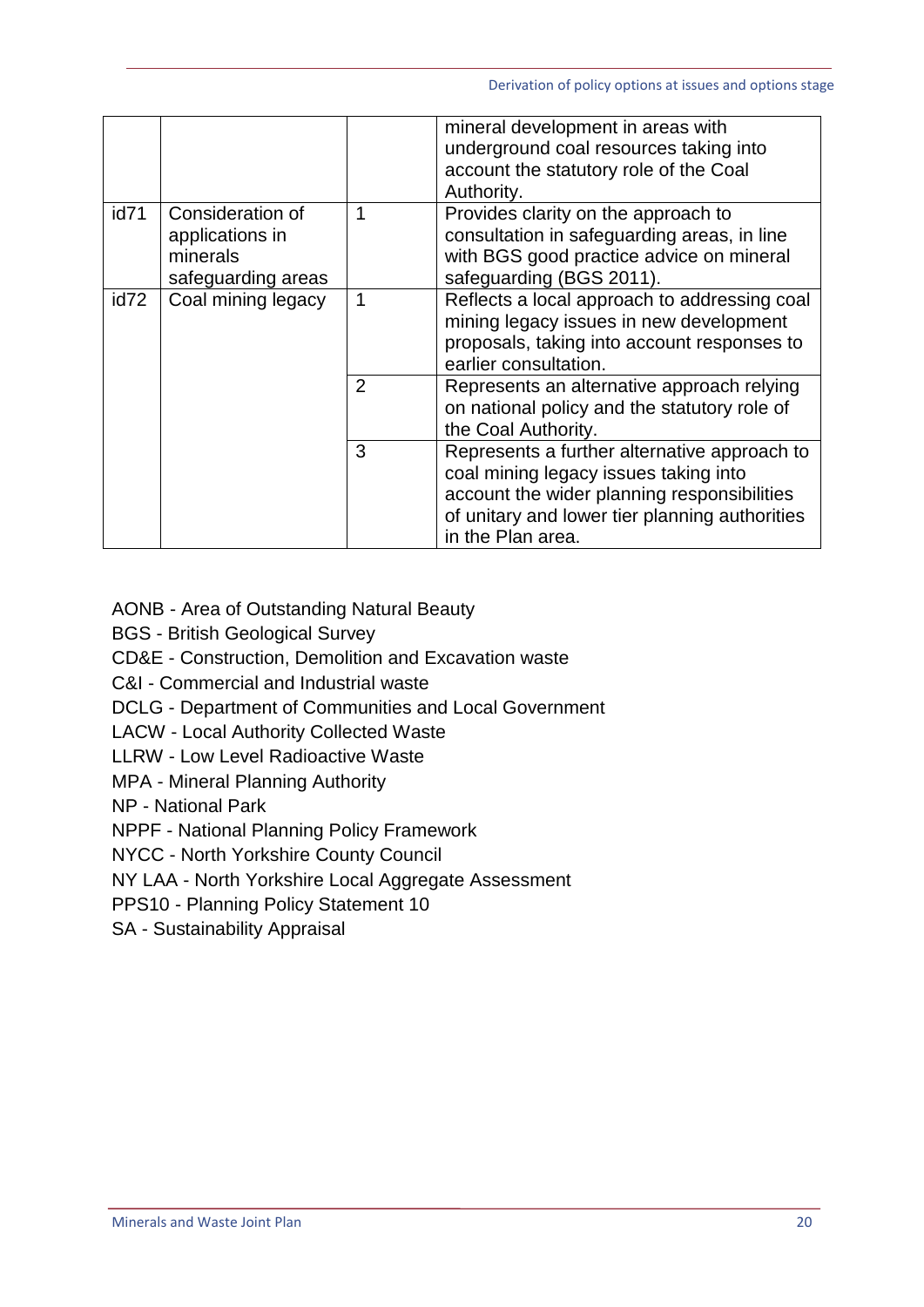| | | | |
|---|---|---|---|
| | | | mineral development in areas with underground coal resources taking into account the statutory role of the Coal Authority. |
| id71 | Consideration of applications in minerals safeguarding areas | 1 | Provides clarity on the approach to consultation in safeguarding areas, in line with BGS good practice advice on mineral safeguarding (BGS 2011). |
| id72 | Coal mining legacy | 1 | Reflects a local approach to addressing coal mining legacy issues in new development proposals, taking into account responses to earlier consultation. |
| | | 2 | Represents an alternative approach relying on national policy and the statutory role of the Coal Authority. |
| | | 3 | Represents a further alternative approach to coal mining legacy issues taking into account the wider planning responsibilities of unitary and lower tier planning authorities in the Plan area. |

AONB - Area of Outstanding Natural Beauty
BGS - British Geological Survey
CD&E - Construction, Demolition and Excavation waste
C&I - Commercial and Industrial waste
DCLG - Department of Communities and Local Government
LACW - Local Authority Collected Waste
LLRW - Low Level Radioactive Waste
MPA - Mineral Planning Authority
NP - National Park
NPPF - National Planning Policy Framework
NYCC - North Yorkshire County Council
NY LAA - North Yorkshire Local Aggregate Assessment
PPS10 - Planning Policy Statement 10
SA - Sustainability Appraisal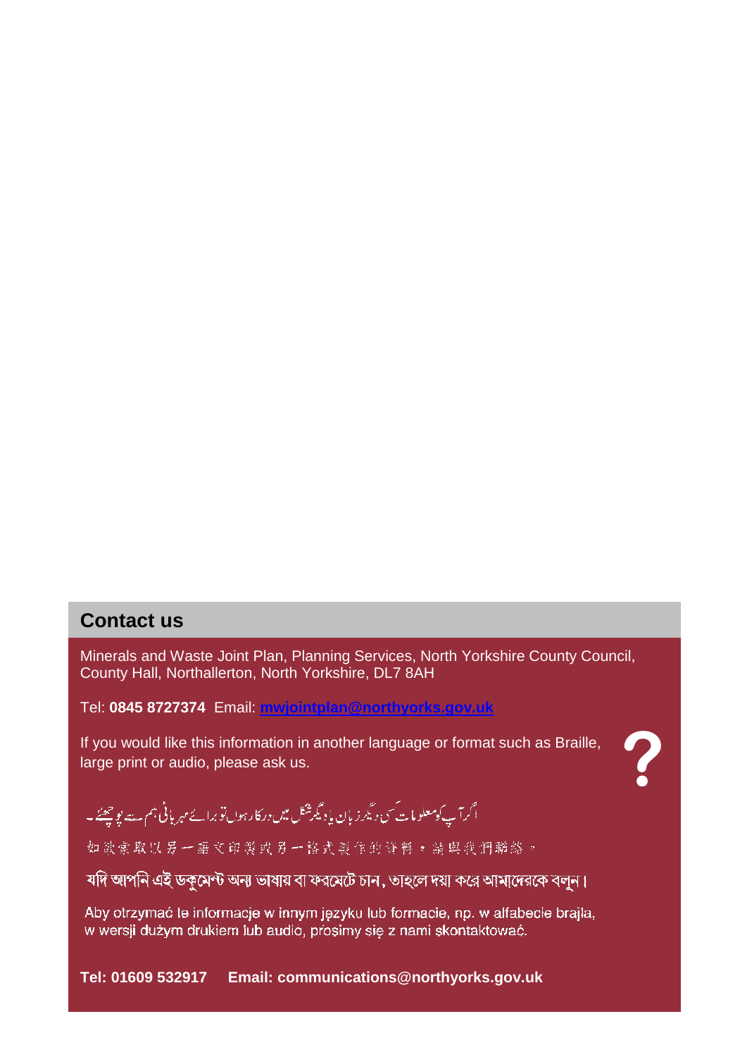## Contact us

Minerals and Waste Joint Plan, Planning Services, North Yorkshire County Council, County Hall, Northallerton, North Yorkshire, DL7 8AH

Tel: **0845 8727374** Email: **mwjointplan@northyorks.gov.uk**

If you would like this information in another language or format such as Braille, large print or audio, please ask us.

اگر آپ کو معلومات کسی دیگر زبان یا دیگر شکل میں درکار ہوں تو برائے مہربانی ہم سے پوچھئے۔

如欲索取以另一語文印製或另一格式製作的資料，請與我們聯絡。

যদি আপনি এই ডকুমেন্ট অন্য ভাষায় বা ফরমেটে চান, তাহলে দয়া করে আমাদেরকে বলুন।

Aby otrzymać te informacje w innym języku lub formacie, np. w alfabecie brajla, w wersji dużym drukiem lub audio, prosimy się z nami skontaktować.

**Tel: 01609 532917 Email: communications@northyorks.gov.uk**